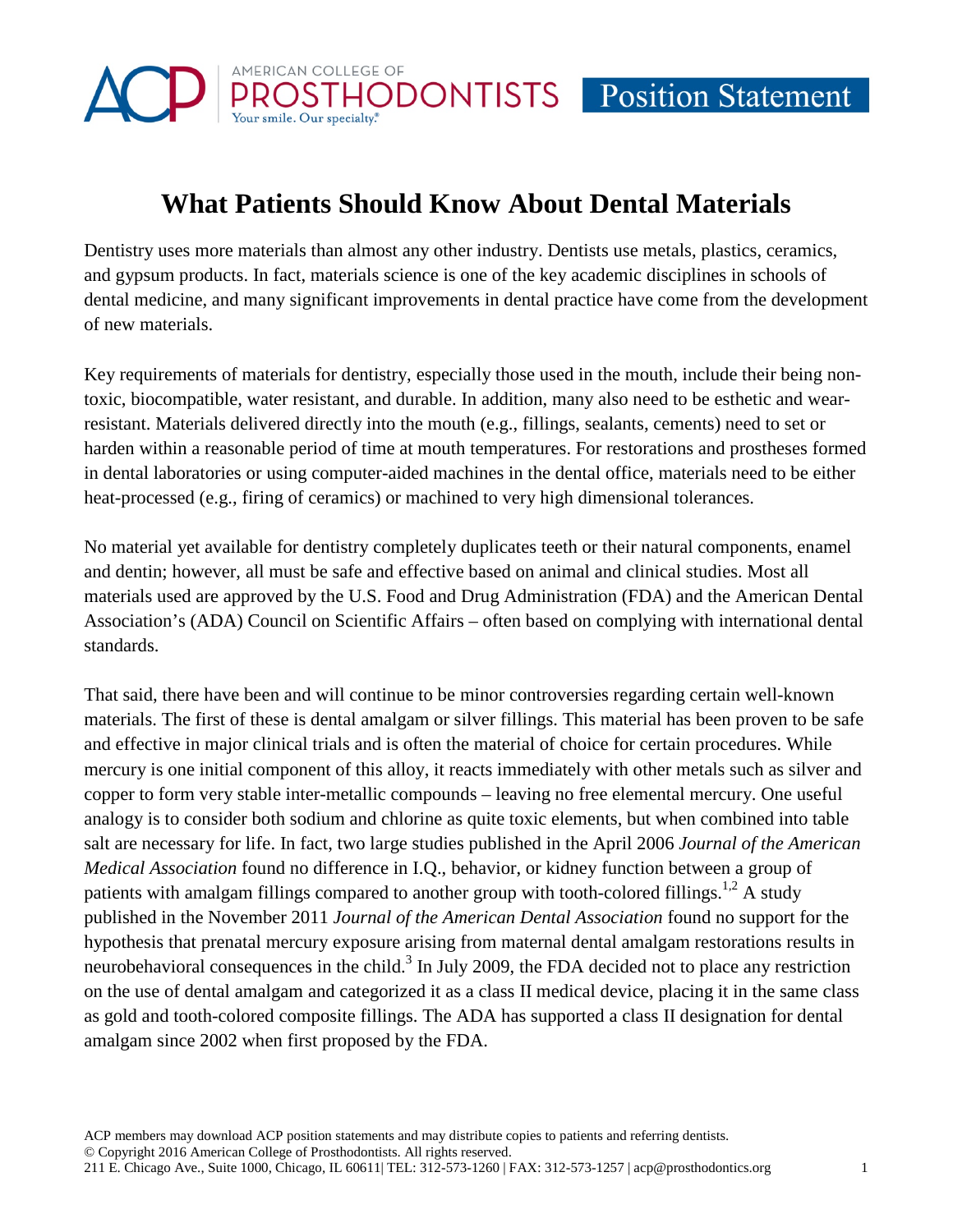# What Patients Should Know About Dental Materials

Dentistry uses more materials than almost any other industry. Dentists use metals, plastics, ceramics, and gypsum products. In fact, materials science is one of the key academic disciplines in schools of dental medicine, and many significant improvements in dental practice have come from the development of new materials.

Key requirements of materials for dentistry, especially those used in the mouth, include their being non-toxic, biocompatible, water resistant, and durable. In addition, many also need to be esthetic and wear-resistant. Materials delivered directly into the mouth (e.g., fillings, sealants, cements) need to set or harden within a reasonable period of time at mouth temperatures. For restorations and prostheses formed in dental laboratories or using computer-aided machines in the dental office, materials need to be either heat-processed (e.g., firing of ceramics) or machined to very high dimensional tolerances.

No material yet available for dentistry completely duplicates teeth or their natural components, enamel and dentin; however, all must be safe and effective based on animal and clinical studies. Most all materials used are approved by the U.S. Food and Drug Administration (FDA) and the American Dental Association's (ADA) Council on Scientific Affairs – often based on complying with international dental standards.

That said, there have been and will continue to be minor controversies regarding certain well-known materials. The first of these is dental amalgam or silver fillings. This material has been proven to be safe and effective in major clinical trials and is often the material of choice for certain procedures. While mercury is one initial component of this alloy, it reacts immediately with other metals such as silver and copper to form very stable inter-metallic compounds – leaving no free elemental mercury. One useful analogy is to consider both sodium and chlorine as quite toxic elements, but when combined into table salt are necessary for life. In fact, two large studies published in the April 2006 *Journal of the American Medical Association* found no difference in I.Q., behavior, or kidney function between a group of patients with amalgam fillings compared to another group with tooth-colored fillings.[1,2] A study published in the November 2011 *Journal of the American Dental Association* found no support for the hypothesis that prenatal mercury exposure arising from maternal dental amalgam restorations results in neurobehavioral consequences in the child.[3] In July 2009, the FDA decided not to place any restriction on the use of dental amalgam and categorized it as a class II medical device, placing it in the same class as gold and tooth-colored composite fillings. The ADA has supported a class II designation for dental amalgam since 2002 when first proposed by the FDA.

ACP members may download ACP position statements and may distribute copies to patients and referring dentists.
© Copyright 2016 American College of Prosthodontists. All rights reserved.
211 E. Chicago Ave., Suite 1000, Chicago, IL 60611| TEL: 312-573-1260 | FAX: 312-573-1257 | acp@prosthodontics.org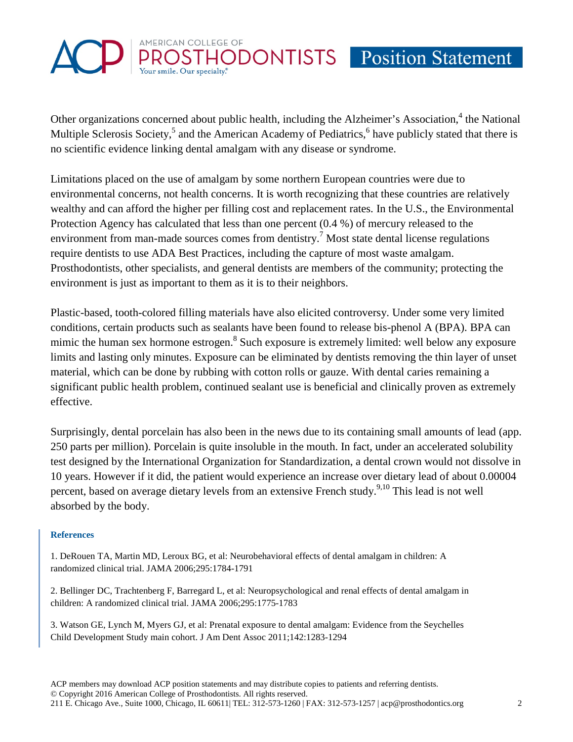Other organizations concerned about public health, including the Alzheimer's Association,[4] the National Multiple Sclerosis Society,[5] and the American Academy of Pediatrics,[6] have publicly stated that there is no scientific evidence linking dental amalgam with any disease or syndrome.

Limitations placed on the use of amalgam by some northern European countries were due to environmental concerns, not health concerns. It is worth recognizing that these countries are relatively wealthy and can afford the higher per filling cost and replacement rates. In the U.S., the Environmental Protection Agency has calculated that less than one percent (0.4 %) of mercury released to the environment from man-made sources comes from dentistry.[7] Most state dental license regulations require dentists to use ADA Best Practices, including the capture of most waste amalgam. Prosthodontists, other specialists, and general dentists are members of the community; protecting the environment is just as important to them as it is to their neighbors.

Plastic-based, tooth-colored filling materials have also elicited controversy. Under some very limited conditions, certain products such as sealants have been found to release bis-phenol A (BPA). BPA can mimic the human sex hormone estrogen.[8] Such exposure is extremely limited: well below any exposure limits and lasting only minutes. Exposure can be eliminated by dentists removing the thin layer of unset material, which can be done by rubbing with cotton rolls or gauze. With dental caries remaining a significant public health problem, continued sealant use is beneficial and clinically proven as extremely effective.

Surprisingly, dental porcelain has also been in the news due to its containing small amounts of lead (app. 250 parts per million). Porcelain is quite insoluble in the mouth. In fact, under an accelerated solubility test designed by the International Organization for Standardization, a dental crown would not dissolve in 10 years. However if it did, the patient would experience an increase over dietary lead of about 0.00004 percent, based on average dietary levels from an extensive French study.[9,10] This lead is not well absorbed by the body.

**References**

1. DeRouen TA, Martin MD, Leroux BG, et al: Neurobehavioral effects of dental amalgam in children: A randomized clinical trial. JAMA 2006;295:1784-1791

2. Bellinger DC, Trachtenberg F, Barregard L, et al: Neuropsychological and renal effects of dental amalgam in children: A randomized clinical trial. JAMA 2006;295:1775-1783

3. Watson GE, Lynch M, Myers GJ, et al: Prenatal exposure to dental amalgam: Evidence from the Seychelles Child Development Study main cohort. J Am Dent Assoc 2011;142:1283-1294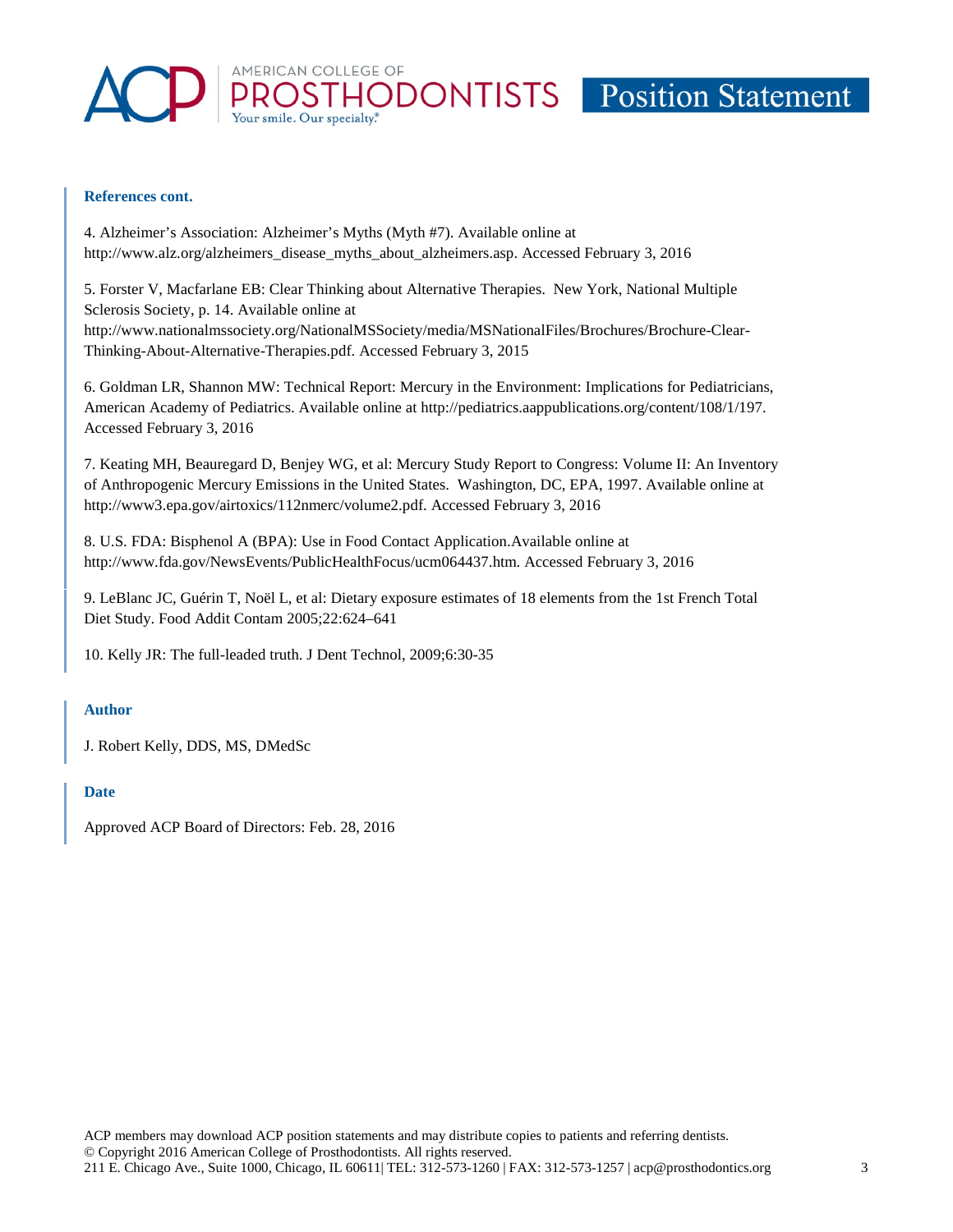### References cont.

4. Alzheimer's Association: Alzheimer's Myths (Myth #7). Available online at http://www.alz.org/alzheimers_disease_myths_about_alzheimers.asp. Accessed February 3, 2016

5. Forster V, Macfarlane EB: Clear Thinking about Alternative Therapies. New York, National Multiple Sclerosis Society, p. 14. Available online at http://www.nationalmssociety.org/NationalMSSociety/media/MSNationalFiles/Brochures/Brochure-Clear-Thinking-About-Alternative-Therapies.pdf. Accessed February 3, 2015

6. Goldman LR, Shannon MW: Technical Report: Mercury in the Environment: Implications for Pediatricians, American Academy of Pediatrics. Available online at http://pediatrics.aappublications.org/content/108/1/197. Accessed February 3, 2016

7. Keating MH, Beauregard D, Benjey WG, et al: Mercury Study Report to Congress: Volume II: An Inventory of Anthropogenic Mercury Emissions in the United States. Washington, DC, EPA, 1997. Available online at http://www3.epa.gov/airtoxics/112nmerc/volume2.pdf. Accessed February 3, 2016

8. U.S. FDA: Bisphenol A (BPA): Use in Food Contact Application.Available online at http://www.fda.gov/NewsEvents/PublicHealthFocus/ucm064437.htm. Accessed February 3, 2016

9. LeBlanc JC, Guérin T, Noël L, et al: Dietary exposure estimates of 18 elements from the 1st French Total Diet Study. Food Addit Contam 2005;22:624–641

10. Kelly JR: The full-leaded truth. J Dent Technol, 2009;6:30-35

### Author

J. Robert Kelly, DDS, MS, DMedSc

### Date

Approved ACP Board of Directors: Feb. 28, 2016

ACP members may download ACP position statements and may distribute copies to patients and referring dentists.
© Copyright 2016 American College of Prosthodontists. All rights reserved.
211 E. Chicago Ave., Suite 1000, Chicago, IL 60611| TEL: 312-573-1260 | FAX: 312-573-1257 | acp@prosthodontics.org